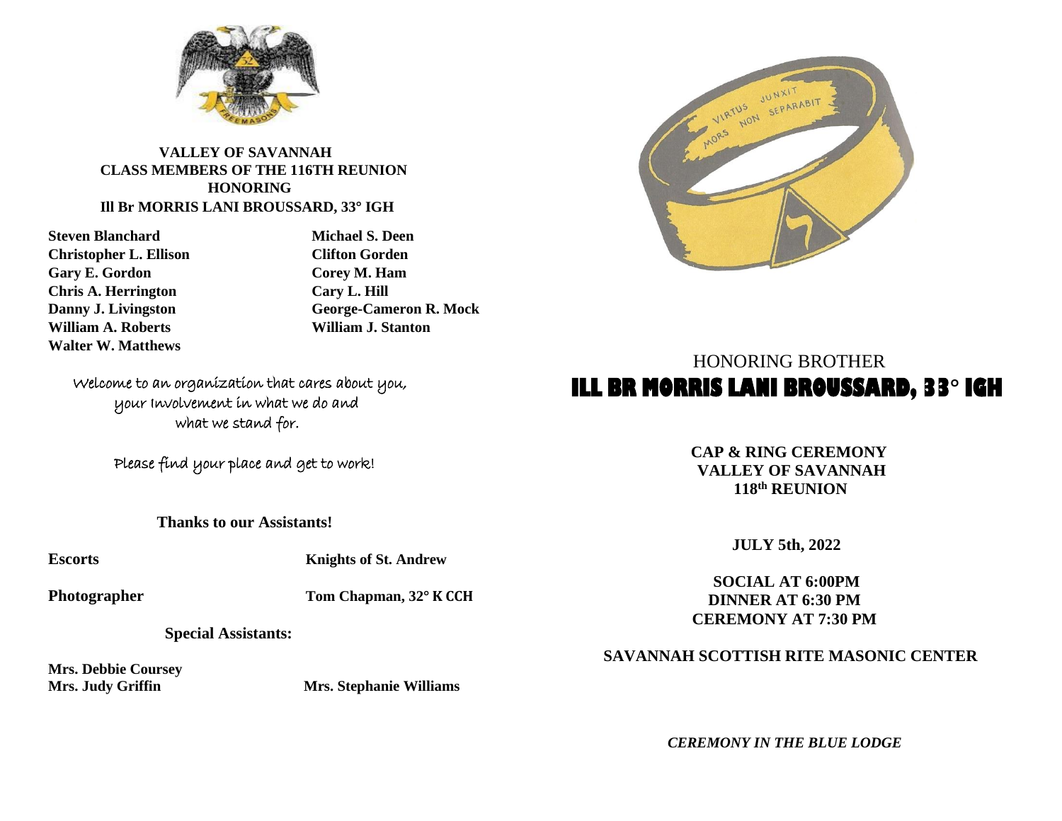**VALLEY OF SAVANNAH**
**CLASS MEMBERS OF THE 116TH REUNION**
**HONORING**
**Ill Br MORRIS LANI BROUSSARD, 33° IGH**

**Steven Blanchard**
**Michael S. Deen**
**Christopher L. Ellison**
**Clifton Gorden**
**Gary E. Gordon**
**Corey M. Ham**
**Chris A. Herrington**
**Cary L. Hill**
**Danny J. Livingston**
**George-Cameron R. Mock**
**William A. Roberts**
**William J. Stanton**
**Walter W. Matthews**

Welcome to an organization that cares about you, your Involvement in what we do and what we stand for.

Please find your place and get to work!

**Thanks to our Assistants!**

**Escorts** **Knights of St. Andrew**

**Photographer** **Tom Chapman, 32° K CCH**

**Special Assistants:**

**Mrs. Debbie Coursey**
**Mrs. Judy Griffin**
**Mrs. Stephanie Williams**

HONORING BROTHER

# ILL BR MORRIS LANI BROUSSARD, 33° IGH

**CAP & RING CEREMONY**
**VALLEY OF SAVANNAH**
**118th REUNION**

**JULY 5th, 2022**

**SOCIAL AT 6:00PM**
**DINNER AT 6:30 PM**
**CEREMONY AT 7:30 PM**

**SAVANNAH SCOTTISH RITE MASONIC CENTER**

***CEREMONY IN THE BLUE LODGE***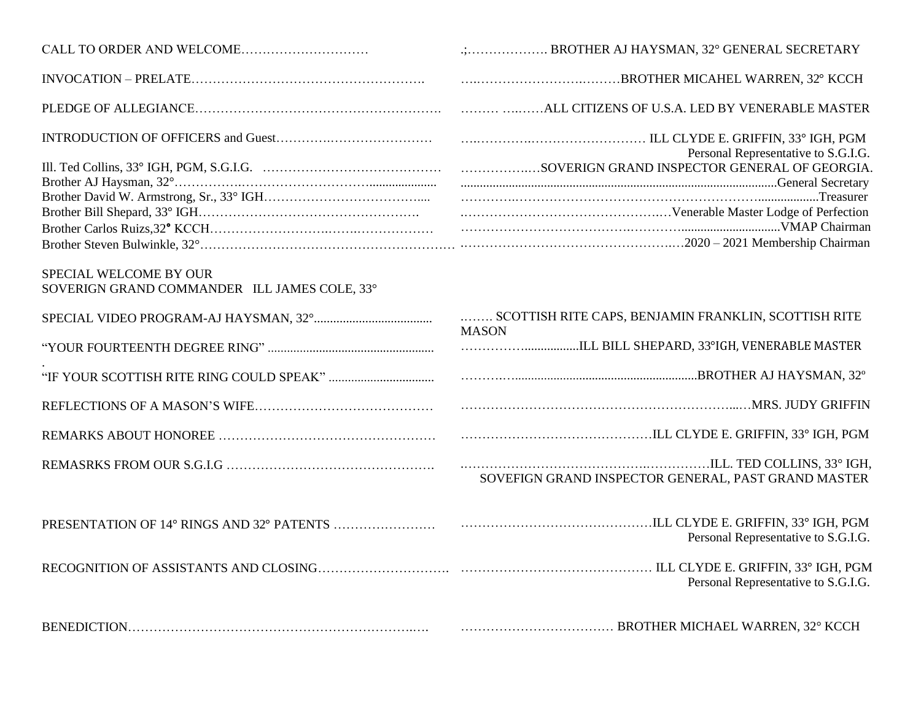| | |
|---|---|
| CALL TO ORDER AND WELCOME | BROTHER AJ HAYSMAN, 32° GENERAL SECRETARY |
| INVOCATION – PRELATE | BROTHER MICAHEL WARREN, 32° KCCH |
| PLEDGE OF ALLEGIANCE | ALL CITIZENS OF U.S.A. LED BY VENERABLE MASTER |
| INTRODUCTION OF OFFICERS and Guest | ILL CLYDE E. GRIFFIN, 33° IGH, PGM Personal Representative to S.G.I.G. |
| Ill. Ted Collins, 33° IGH, PGM, S.G.I.G. | SOVERIGN GRAND INSPECTOR GENERAL OF GEORGIA. |
| Brother AJ Haysman, 32° | General Secretary |
| Brother David W. Armstrong, Sr., 33° IGH | Treasurer |
| Brother Bill Shepard, 33° IGH | Venerable Master Lodge of Perfection |
| Brother Carlos Ruizs,32° KCCH | VMAP Chairman |
| Brother Steven Bulwinkle, 32° | 2020 – 2021 Membership Chairman |

SPECIAL WELCOME BY OUR
SOVERIGN GRAND COMMANDER ILL JAMES COLE, 33°

| | |
|---|---|
| SPECIAL VIDEO PROGRAM-AJ HAYSMAN, 32° | SCOTTISH RITE CAPS, BENJAMIN FRANKLIN, SCOTTISH RITE MASON |
| "YOUR FOURTEENTH DEGREE RING" | ILL BILL SHEPARD, 33°IGH, VENERABLE MASTER |
| "IF YOUR SCOTTISH RITE RING COULD SPEAK" | BROTHER AJ HAYSMAN, 32º |
| REFLECTIONS OF A MASON'S WIFE | MRS. JUDY GRIFFIN |
| REMARKS ABOUT HONOREE | ILL CLYDE E. GRIFFIN, 33° IGH, PGM |
| REMASRKS FROM OUR S.G.I.G | ILL. TED COLLINS, 33° IGH, SOVEFIGN GRAND INSPECTOR GENERAL, PAST GRAND MASTER |
| PRESENTATION OF 14° RINGS AND 32° PATENTS | ILL CLYDE E. GRIFFIN, 33° IGH, PGM Personal Representative to S.G.I.G. |
| RECOGNITION OF ASSISTANTS AND CLOSING | ILL CLYDE E. GRIFFIN, 33° IGH, PGM Personal Representative to S.G.I.G. |
| BENEDICTION | BROTHER MICHAEL WARREN, 32° KCCH |